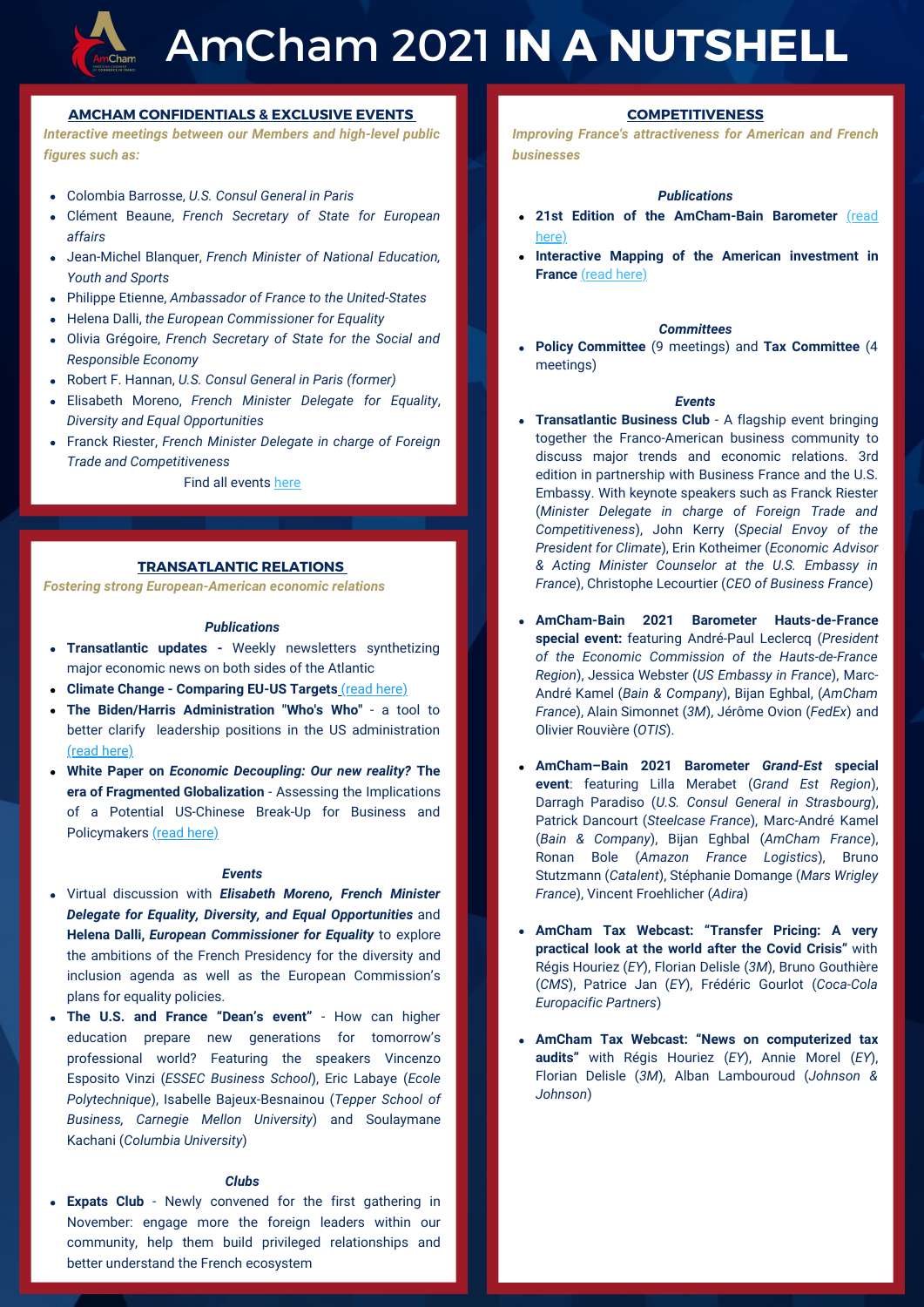# AmCham 2021 **IN A NUTSHELL**

## AMCHAM CONFIDENTIALS & EXCLUSIVE EVENTS

*Interactive meetings between our Members and high-level public figures such as:*

- Colombia Barrosse, *U.S. Consul General in Paris*
- Clément Beaune, *French Secretary of State for European affairs*
- Jean-Michel Blanquer, *French Minister of National Education, Youth and Sports*
- Philippe Etienne, *Ambassador of France to the United-States*
- Helena Dalli, *the European Commissioner for Equality*
- Olivia Grégoire, *French Secretary of State for the Social and Responsible Economy*
- Robert F. Hannan, *U.S. Consul General in Paris (former)*
- Elisabeth Moreno, *French Minister Delegate for Equality, Diversity and Equal Opportunities*
- Franck Riester, *French Minister Delegate in charge of Foreign Trade and Competitiveness*

Find all events here

## TRANSATLANTIC RELATIONS

*Fostering strong European-American economic relations*

### *Publications*

- **Transatlantic updates -** Weekly newsletters synthetizing major economic news on both sides of the Atlantic
- **Climate Change - Comparing EU-US Targets** (read here)
- **The Biden/Harris Administration "Who's Who"** - a tool to better clarify leadership positions in the US administration (read here)
- **White Paper on *Economic Decoupling: Our new reality?* The era of Fragmented Globalization** - Assessing the Implications of a Potential US-Chinese Break-Up for Business and Policymakers (read here)

### *Events*

- Virtual discussion with ***Elisabeth Moreno, French Minister Delegate for Equality, Diversity, and Equal Opportunities*** and **Helena Dalli, *European Commissioner for Equality*** to explore the ambitions of the French Presidency for the diversity and inclusion agenda as well as the European Commission's plans for equality policies.
- **The U.S. and France "Dean's event"** - How can higher education prepare new generations for tomorrow's professional world? Featuring the speakers Vincenzo Esposito Vinzi (*ESSEC Business School*), Eric Labaye (*Ecole Polytechnique*), Isabelle Bajeux-Besnainou (*Tepper School of Business, Carnegie Mellon University*) and Soulaymane Kachani (*Columbia University*)

### *Clubs*

- **Expats Club** - Newly convened for the first gathering in November: engage more the foreign leaders within our community, help them build privileged relationships and better understand the French ecosystem

## COMPETITIVENESS

*Improving France's attractiveness for American and French businesses*

### *Publications*

- **21st Edition of the AmCham-Bain Barometer** (read here)
- **Interactive Mapping of the American investment in France** (read here)

### *Committees*

- **Policy Committee** (9 meetings) and **Tax Committee** (4 meetings)

### *Events*

- **Transatlantic Business Club** - A flagship event bringing together the Franco-American business community to discuss major trends and economic relations. 3rd edition in partnership with Business France and the U.S. Embassy. With keynote speakers such as Franck Riester (*Minister Delegate in charge of Foreign Trade and Competitiveness*), John Kerry (*Special Envoy of the President for Climate*), Erin Kotheimer (*Economic Advisor & Acting Minister Counselor at the U.S. Embassy in France*), Christophe Lecourtier (*CEO of Business France*)
- **AmCham-Bain 2021 Barometer Hauts-de-France special event:** featuring André-Paul Leclercq (*President of the Economic Commission of the Hauts-de-France Region*), Jessica Webster (*US Embassy in France*), Marc-André Kamel (*Bain & Company*), Bijan Eghbal, (*AmCham France*), Alain Simonnet (*3M*), Jérôme Ovion (*FedEx*) and Olivier Rouvière (*OTIS*).
- **AmCham–Bain 2021 Barometer *Grand-Est* special event**: featuring Lilla Merabet (*Grand Est Region*), Darragh Paradiso (*U.S. Consul General in Strasbourg*), Patrick Dancourt (*Steelcase France*), Marc-André Kamel (*Bain & Company*), Bijan Eghbal (*AmCham France*), Ronan Bole (*Amazon France Logistics*), Bruno Stutzmann (*Catalent*), Stéphanie Domange (*Mars Wrigley France*), Vincent Froehlicher (*Adira*)
- **AmCham Tax Webcast: "Transfer Pricing: A very practical look at the world after the Covid Crisis"** with Régis Houriez (*EY*), Florian Delisle (*3M*), Bruno Gouthière (*CMS*), Patrice Jan (*EY*), Frédéric Gourlot (*Coca-Cola Europacific Partners*)
- **AmCham Tax Webcast: "News on computerized tax audits"** with Régis Houriez (*EY*), Annie Morel (*EY*), Florian Delisle (*3M*), Alban Lambouroud (*Johnson & Johnson*)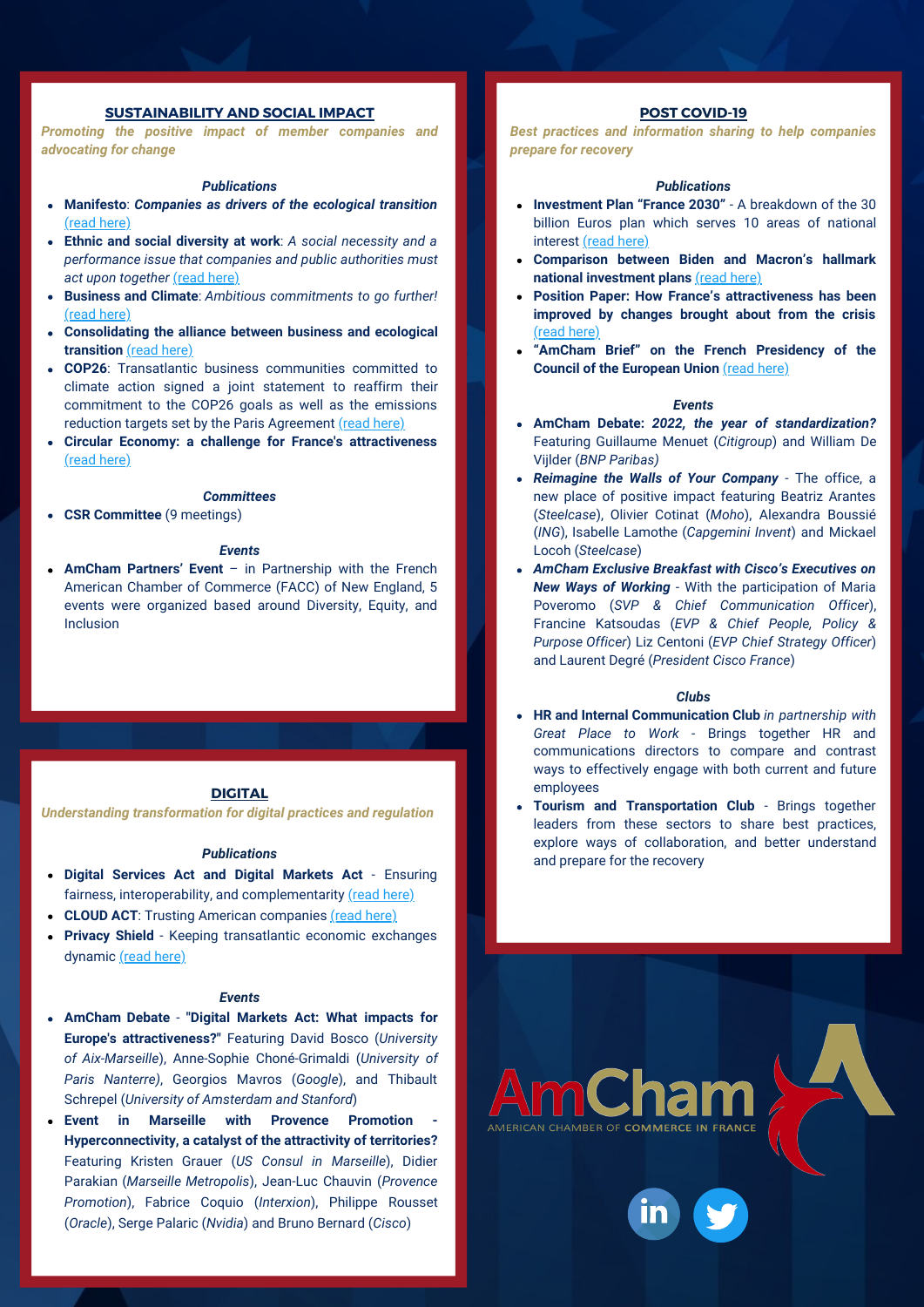## SUSTAINABILITY AND SOCIAL IMPACT

*Promoting the positive impact of member companies and advocating for change*

### *Publications*

- **Manifesto**: ***Companies as drivers of the ecological transition*** (read here)
- **Ethnic and social diversity at work**: *A social necessity and a performance issue that companies and public authorities must act upon together* (read here)
- **Business and Climate**: *Ambitious commitments to go further!* (read here)
- **Consolidating the alliance between business and ecological transition** (read here)
- **COP26**: Transatlantic business communities committed to climate action signed a joint statement to reaffirm their commitment to the COP26 goals as well as the emissions reduction targets set by the Paris Agreement (read here)
- **Circular Economy: a challenge for France's attractiveness** (read here)

### *Committees*

- **CSR Committee** (9 meetings)

### *Events*

- **AmCham Partners' Event** – in Partnership with the French American Chamber of Commerce (FACC) of New England, 5 events were organized based around Diversity, Equity, and Inclusion

## DIGITAL

*Understanding transformation for digital practices and regulation*

### *Publications*

- **Digital Services Act and Digital Markets Act** - Ensuring fairness, interoperability, and complementarity (read here)
- **CLOUD ACT**: Trusting American companies (read here)
- **Privacy Shield** - Keeping transatlantic economic exchanges dynamic (read here)

### *Events*

- **AmCham Debate** - **"Digital Markets Act: What impacts for Europe's attractiveness?"** Featuring David Bosco (*University of Aix-Marseille*), Anne-Sophie Choné-Grimaldi (*University of Paris Nanterre*), Georgios Mavros (*Google*), and Thibault Schrepel (*University of Amsterdam and Stanford*)
- **Event in Marseille with Provence Promotion - Hyperconnectivity, a catalyst of the attractivity of territories?** Featuring Kristen Grauer (*US Consul in Marseille*), Didier Parakian (*Marseille Metropolis*), Jean-Luc Chauvin (*Provence Promotion*), Fabrice Coquio (*Interxion*), Philippe Rousset (*Oracle*), Serge Palaric (*Nvidia*) and Bruno Bernard (*Cisco*)

## POST COVID-19

*Best practices and information sharing to help companies prepare for recovery*

### *Publications*

- **Investment Plan "France 2030"** - A breakdown of the 30 billion Euros plan which serves 10 areas of national interest (read here)
- **Comparison between Biden and Macron's hallmark national investment plans** (read here)
- **Position Paper: How France's attractiveness has been improved by changes brought about from the crisis** (read here)
- **"AmCham Brief" on the French Presidency of the Council of the European Union** (read here)

### *Events*

- **AmCham Debate: *2022, the year of standardization?*** Featuring Guillaume Menuet (*Citigroup*) and William De Vijlder (*BNP Paribas)*
- ***Reimagine the Walls of Your Company*** - The office, a new place of positive impact featuring Beatriz Arantes (*Steelcase*), Olivier Cotinat (*Moho*), Alexandra Boussié (*ING*), Isabelle Lamothe (*Capgemini Invent*) and Mickael Loch (*Steelcase*)
- ***AmCham Exclusive Breakfast with Cisco's Executives on New Ways of Working*** - With the participation of Maria Poveromo (*SVP & Chief Communication Officer*), Francine Katsoudas (*EVP & Chief People, Policy & Purpose Officer*) Liz Centoni (*EVP Chief Strategy Officer*) and Laurent Degré (*President Cisco France*)

### *Clubs*

- **HR and Internal Communication Club** *in partnership with Great Place to Work* - Brings together HR and communications directors to compare and contrast ways to effectively engage with both current and future employees
- **Tourism and Transportation Club** - Brings together leaders from these sectors to share best practices, explore ways of collaboration, and better understand and prepare for the recovery

AmCham
AMERICAN CHAMBER OF COMMERCE IN FRANCE